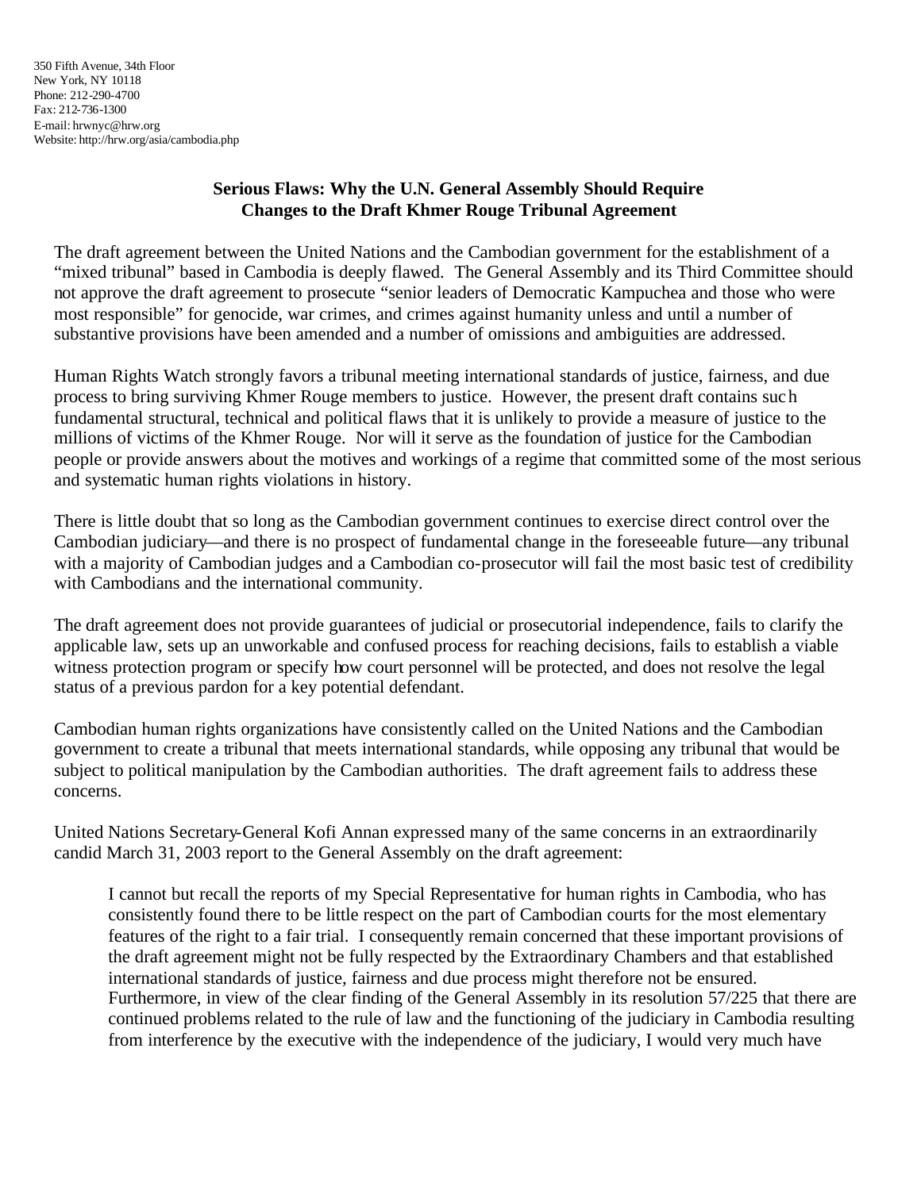350 Fifth Avenue, 34th Floor
New York, NY 10118
Phone: 212-290-4700
Fax: 212-736-1300
E-mail: hrwnyc@hrw.org
Website: http://hrw.org/asia/cambodia.php

# Serious Flaws: Why the U.N. General Assembly Should Require Changes to the Draft Khmer Rouge Tribunal Agreement

The draft agreement between the United Nations and the Cambodian government for the establishment of a "mixed tribunal" based in Cambodia is deeply flawed. The General Assembly and its Third Committee should not approve the draft agreement to prosecute "senior leaders of Democratic Kampuchea and those who were most responsible" for genocide, war crimes, and crimes against humanity unless and until a number of substantive provisions have been amended and a number of omissions and ambiguities are addressed.

Human Rights Watch strongly favors a tribunal meeting international standards of justice, fairness, and due process to bring surviving Khmer Rouge members to justice. However, the present draft contains such fundamental structural, technical and political flaws that it is unlikely to provide a measure of justice to the millions of victims of the Khmer Rouge. Nor will it serve as the foundation of justice for the Cambodian people or provide answers about the motives and workings of a regime that committed some of the most serious and systematic human rights violations in history.

There is little doubt that so long as the Cambodian government continues to exercise direct control over the Cambodian judiciary—and there is no prospect of fundamental change in the foreseeable future—any tribunal with a majority of Cambodian judges and a Cambodian co-prosecutor will fail the most basic test of credibility with Cambodians and the international community.

The draft agreement does not provide guarantees of judicial or prosecutorial independence, fails to clarify the applicable law, sets up an unworkable and confused process for reaching decisions, fails to establish a viable witness protection program or specify how court personnel will be protected, and does not resolve the legal status of a previous pardon for a key potential defendant.

Cambodian human rights organizations have consistently called on the United Nations and the Cambodian government to create a tribunal that meets international standards, while opposing any tribunal that would be subject to political manipulation by the Cambodian authorities. The draft agreement fails to address these concerns.

United Nations Secretary-General Kofi Annan expressed many of the same concerns in an extraordinarily candid March 31, 2003 report to the General Assembly on the draft agreement:

> I cannot but recall the reports of my Special Representative for human rights in Cambodia, who has consistently found there to be little respect on the part of Cambodian courts for the most elementary features of the right to a fair trial. I consequently remain concerned that these important provisions of the draft agreement might not be fully respected by the Extraordinary Chambers and that established international standards of justice, fairness and due process might therefore not be ensured. Furthermore, in view of the clear finding of the General Assembly in its resolution 57/225 that there are continued problems related to the rule of law and the functioning of the judiciary in Cambodia resulting from interference by the executive with the independence of the judiciary, I would very much have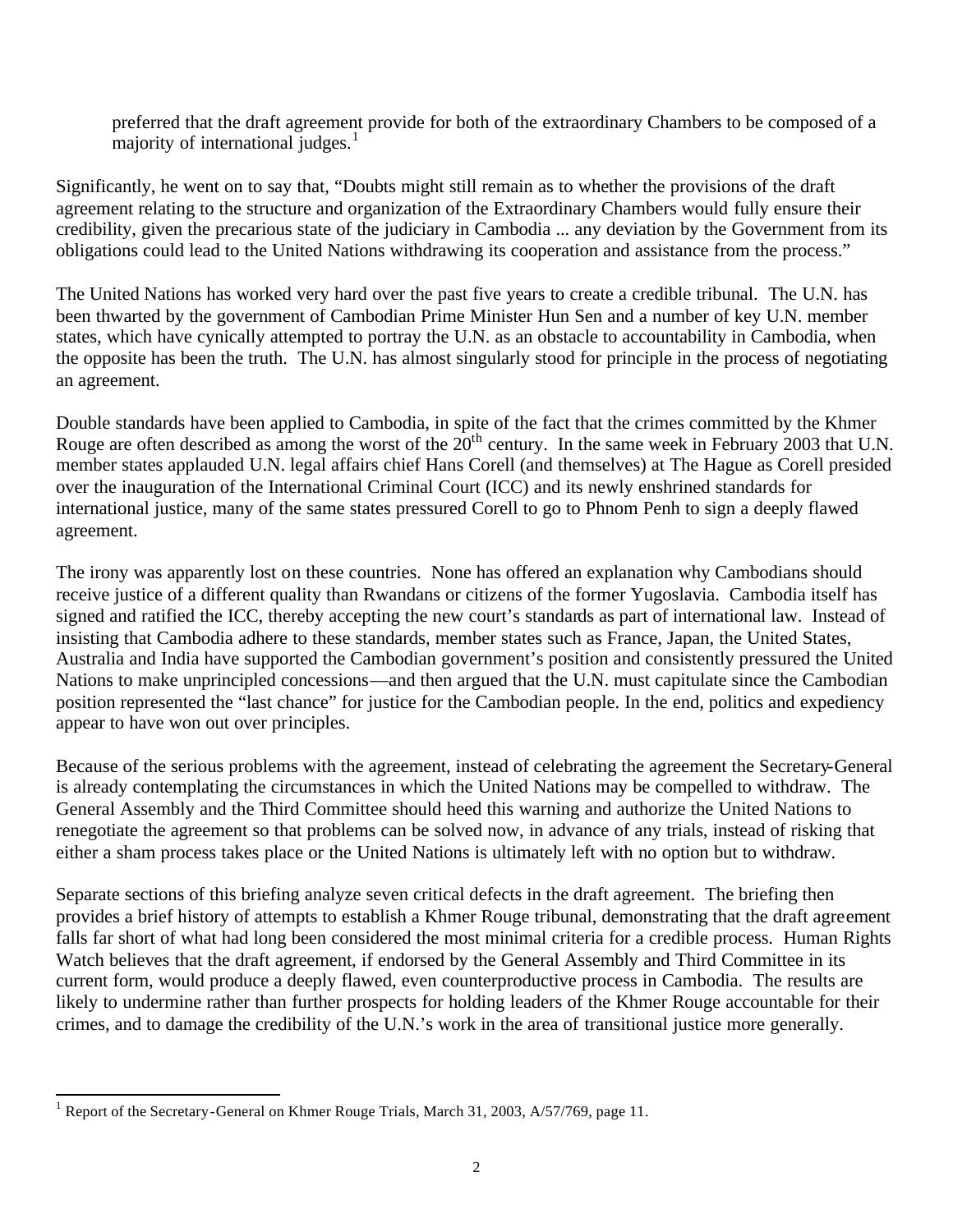preferred that the draft agreement provide for both of the extraordinary Chambers to be composed of a majority of international judges.[1]

Significantly, he went on to say that, "Doubts might still remain as to whether the provisions of the draft agreement relating to the structure and organization of the Extraordinary Chambers would fully ensure their credibility, given the precarious state of the judiciary in Cambodia ... any deviation by the Government from its obligations could lead to the United Nations withdrawing its cooperation and assistance from the process."

The United Nations has worked very hard over the past five years to create a credible tribunal. The U.N. has been thwarted by the government of Cambodian Prime Minister Hun Sen and a number of key U.N. member states, which have cynically attempted to portray the U.N. as an obstacle to accountability in Cambodia, when the opposite has been the truth. The U.N. has almost singularly stood for principle in the process of negotiating an agreement.

Double standards have been applied to Cambodia, in spite of the fact that the crimes committed by the Khmer Rouge are often described as among the worst of the 20th century. In the same week in February 2003 that U.N. member states applauded U.N. legal affairs chief Hans Corell (and themselves) at The Hague as Corell presided over the inauguration of the International Criminal Court (ICC) and its newly enshrined standards for international justice, many of the same states pressured Corell to go to Phnom Penh to sign a deeply flawed agreement.

The irony was apparently lost on these countries. None has offered an explanation why Cambodians should receive justice of a different quality than Rwandans or citizens of the former Yugoslavia. Cambodia itself has signed and ratified the ICC, thereby accepting the new court's standards as part of international law. Instead of insisting that Cambodia adhere to these standards, member states such as France, Japan, the United States, Australia and India have supported the Cambodian government's position and consistently pressured the United Nations to make unprincipled concessions—and then argued that the U.N. must capitulate since the Cambodian position represented the "last chance" for justice for the Cambodian people. In the end, politics and expediency appear to have won out over principles.

Because of the serious problems with the agreement, instead of celebrating the agreement the Secretary-General is already contemplating the circumstances in which the United Nations may be compelled to withdraw. The General Assembly and the Third Committee should heed this warning and authorize the United Nations to renegotiate the agreement so that problems can be solved now, in advance of any trials, instead of risking that either a sham process takes place or the United Nations is ultimately left with no option but to withdraw.

Separate sections of this briefing analyze seven critical defects in the draft agreement. The briefing then provides a brief history of attempts to establish a Khmer Rouge tribunal, demonstrating that the draft agreement falls far short of what had long been considered the most minimal criteria for a credible process. Human Rights Watch believes that the draft agreement, if endorsed by the General Assembly and Third Committee in its current form, would produce a deeply flawed, even counterproductive process in Cambodia. The results are likely to undermine rather than further prospects for holding leaders of the Khmer Rouge accountable for their crimes, and to damage the credibility of the U.N.'s work in the area of transitional justice more generally.

[1] Report of the Secretary-General on Khmer Rouge Trials, March 31, 2003, A/57/769, page 11.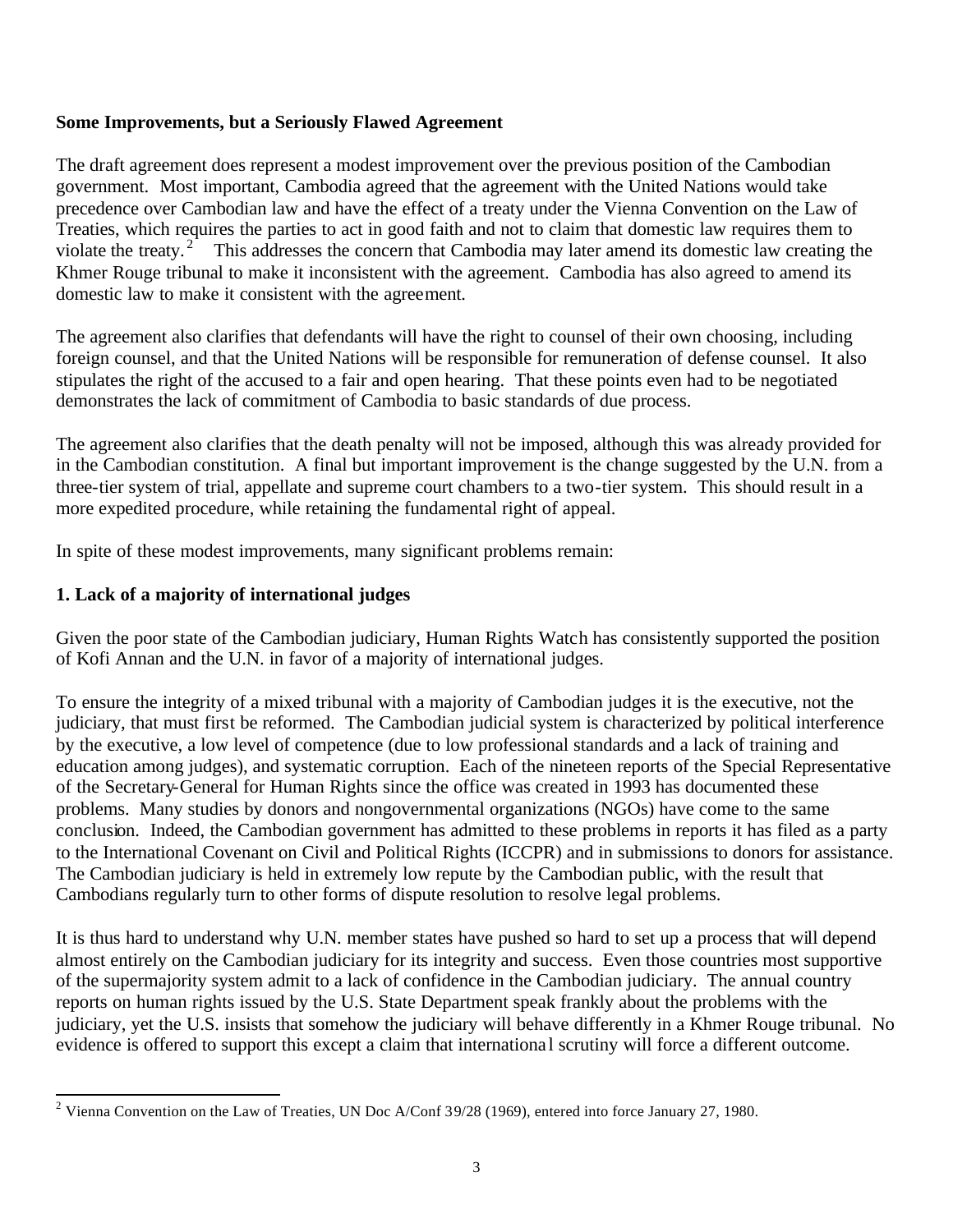**Some Improvements, but a Seriously Flawed Agreement**

The draft agreement does represent a modest improvement over the previous position of the Cambodian government. Most important, Cambodia agreed that the agreement with the United Nations would take precedence over Cambodian law and have the effect of a treaty under the Vienna Convention on the Law of Treaties, which requires the parties to act in good faith and not to claim that domestic law requires them to violate the treaty.[2] This addresses the concern that Cambodia may later amend its domestic law creating the Khmer Rouge tribunal to make it inconsistent with the agreement. Cambodia has also agreed to amend its domestic law to make it consistent with the agreement.

The agreement also clarifies that defendants will have the right to counsel of their own choosing, including foreign counsel, and that the United Nations will be responsible for remuneration of defense counsel. It also stipulates the right of the accused to a fair and open hearing. That these points even had to be negotiated demonstrates the lack of commitment of Cambodia to basic standards of due process.

The agreement also clarifies that the death penalty will not be imposed, although this was already provided for in the Cambodian constitution. A final but important improvement is the change suggested by the U.N. from a three-tier system of trial, appellate and supreme court chambers to a two-tier system. This should result in a more expedited procedure, while retaining the fundamental right of appeal.

In spite of these modest improvements, many significant problems remain:

**1. Lack of a majority of international judges**

Given the poor state of the Cambodian judiciary, Human Rights Watch has consistently supported the position of Kofi Annan and the U.N. in favor of a majority of international judges.

To ensure the integrity of a mixed tribunal with a majority of Cambodian judges it is the executive, not the judiciary, that must first be reformed. The Cambodian judicial system is characterized by political interference by the executive, a low level of competence (due to low professional standards and a lack of training and education among judges), and systematic corruption. Each of the nineteen reports of the Special Representative of the Secretary-General for Human Rights since the office was created in 1993 has documented these problems. Many studies by donors and nongovernmental organizations (NGOs) have come to the same conclusion. Indeed, the Cambodian government has admitted to these problems in reports it has filed as a party to the International Covenant on Civil and Political Rights (ICCPR) and in submissions to donors for assistance. The Cambodian judiciary is held in extremely low repute by the Cambodian public, with the result that Cambodians regularly turn to other forms of dispute resolution to resolve legal problems.

It is thus hard to understand why U.N. member states have pushed so hard to set up a process that will depend almost entirely on the Cambodian judiciary for its integrity and success. Even those countries most supportive of the supermajority system admit to a lack of confidence in the Cambodian judiciary. The annual country reports on human rights issued by the U.S. State Department speak frankly about the problems with the judiciary, yet the U.S. insists that somehow the judiciary will behave differently in a Khmer Rouge tribunal. No evidence is offered to support this except a claim that international scrutiny will force a different outcome.

---

[2] Vienna Convention on the Law of Treaties, UN Doc A/Conf 39/28 (1969), entered into force January 27, 1980.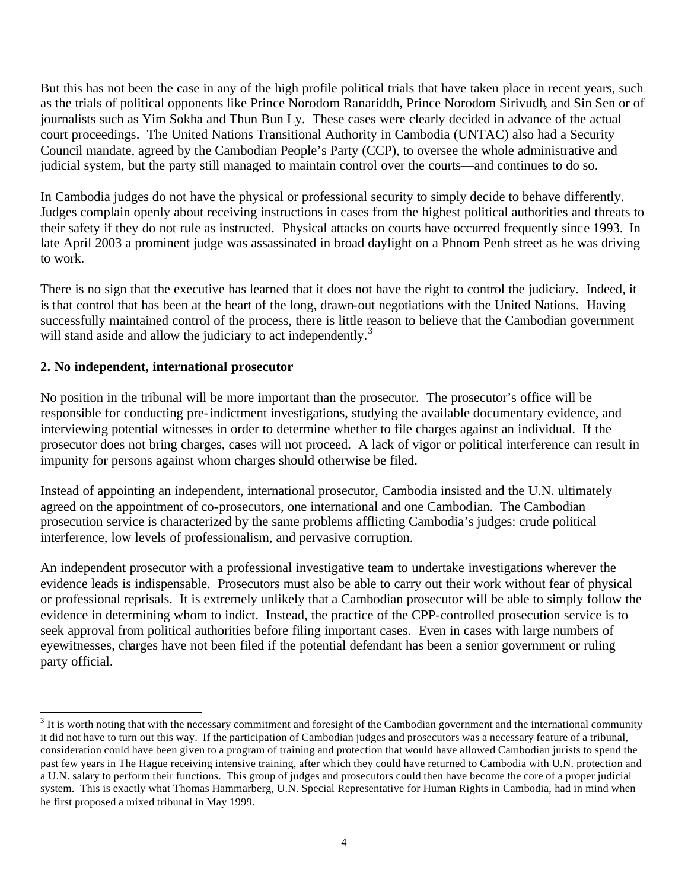But this has not been the case in any of the high profile political trials that have taken place in recent years, such as the trials of political opponents like Prince Norodom Ranariddh, Prince Norodom Sirivudh, and Sin Sen or of journalists such as Yim Sokha and Thun Bun Ly. These cases were clearly decided in advance of the actual court proceedings. The United Nations Transitional Authority in Cambodia (UNTAC) also had a Security Council mandate, agreed by the Cambodian People's Party (CCP), to oversee the whole administrative and judicial system, but the party still managed to maintain control over the courts—and continues to do so.

In Cambodia judges do not have the physical or professional security to simply decide to behave differently. Judges complain openly about receiving instructions in cases from the highest political authorities and threats to their safety if they do not rule as instructed. Physical attacks on courts have occurred frequently since 1993. In late April 2003 a prominent judge was assassinated in broad daylight on a Phnom Penh street as he was driving to work.

There is no sign that the executive has learned that it does not have the right to control the judiciary. Indeed, it is that control that has been at the heart of the long, drawn-out negotiations with the United Nations. Having successfully maintained control of the process, there is little reason to believe that the Cambodian government will stand aside and allow the judiciary to act independently.[3]

### 2. No independent, international prosecutor

No position in the tribunal will be more important than the prosecutor. The prosecutor's office will be responsible for conducting pre-indictment investigations, studying the available documentary evidence, and interviewing potential witnesses in order to determine whether to file charges against an individual. If the prosecutor does not bring charges, cases will not proceed. A lack of vigor or political interference can result in impunity for persons against whom charges should otherwise be filed.

Instead of appointing an independent, international prosecutor, Cambodia insisted and the U.N. ultimately agreed on the appointment of co-prosecutors, one international and one Cambodian. The Cambodian prosecution service is characterized by the same problems afflicting Cambodia's judges: crude political interference, low levels of professionalism, and pervasive corruption.

An independent prosecutor with a professional investigative team to undertake investigations wherever the evidence leads is indispensable. Prosecutors must also be able to carry out their work without fear of physical or professional reprisals. It is extremely unlikely that a Cambodian prosecutor will be able to simply follow the evidence in determining whom to indict. Instead, the practice of the CPP-controlled prosecution service is to seek approval from political authorities before filing important cases. Even in cases with large numbers of eyewitnesses, charges have not been filed if the potential defendant has been a senior government or ruling party official.

---

[3] It is worth noting that with the necessary commitment and foresight of the Cambodian government and the international community it did not have to turn out this way. If the participation of Cambodian judges and prosecutors was a necessary feature of a tribunal, consideration could have been given to a program of training and protection that would have allowed Cambodian jurists to spend the past few years in The Hague receiving intensive training, after which they could have returned to Cambodia with U.N. protection and a U.N. salary to perform their functions. This group of judges and prosecutors could then have become the core of a proper judicial system. This is exactly what Thomas Hammarberg, U.N. Special Representative for Human Rights in Cambodia, had in mind when he first proposed a mixed tribunal in May 1999.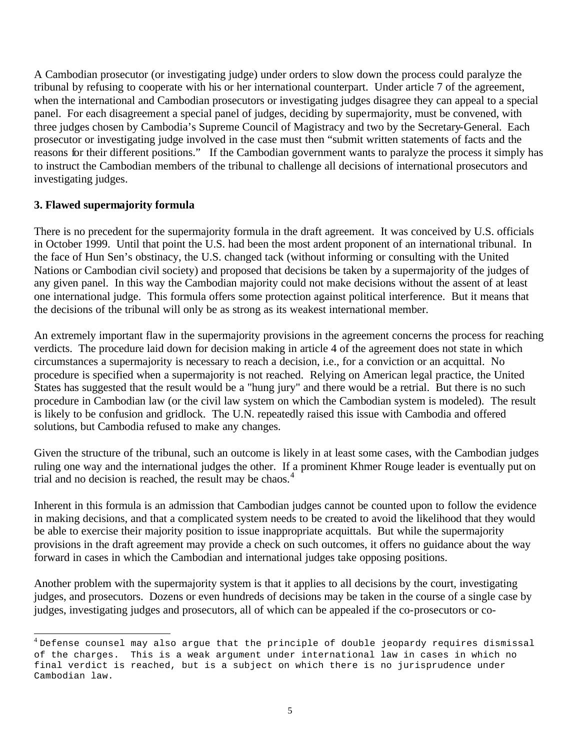A Cambodian prosecutor (or investigating judge) under orders to slow down the process could paralyze the tribunal by refusing to cooperate with his or her international counterpart. Under article 7 of the agreement, when the international and Cambodian prosecutors or investigating judges disagree they can appeal to a special panel. For each disagreement a special panel of judges, deciding by supermajority, must be convened, with three judges chosen by Cambodia's Supreme Council of Magistracy and two by the Secretary-General. Each prosecutor or investigating judge involved in the case must then "submit written statements of facts and the reasons for their different positions." If the Cambodian government wants to paralyze the process it simply has to instruct the Cambodian members of the tribunal to challenge all decisions of international prosecutors and investigating judges.

### 3. Flawed supermajority formula

There is no precedent for the supermajority formula in the draft agreement. It was conceived by U.S. officials in October 1999. Until that point the U.S. had been the most ardent proponent of an international tribunal. In the face of Hun Sen's obstinacy, the U.S. changed tack (without informing or consulting with the United Nations or Cambodian civil society) and proposed that decisions be taken by a supermajority of the judges of any given panel. In this way the Cambodian majority could not make decisions without the assent of at least one international judge. This formula offers some protection against political interference. But it means that the decisions of the tribunal will only be as strong as its weakest international member.

An extremely important flaw in the supermajority provisions in the agreement concerns the process for reaching verdicts. The procedure laid down for decision making in article 4 of the agreement does not state in which circumstances a supermajority is necessary to reach a decision, i.e., for a conviction or an acquittal. No procedure is specified when a supermajority is not reached. Relying on American legal practice, the United States has suggested that the result would be a "hung jury" and there would be a retrial. But there is no such procedure in Cambodian law (or the civil law system on which the Cambodian system is modeled). The result is likely to be confusion and gridlock. The U.N. repeatedly raised this issue with Cambodia and offered solutions, but Cambodia refused to make any changes.

Given the structure of the tribunal, such an outcome is likely in at least some cases, with the Cambodian judges ruling one way and the international judges the other. If a prominent Khmer Rouge leader is eventually put on trial and no decision is reached, the result may be chaos.[4]

Inherent in this formula is an admission that Cambodian judges cannot be counted upon to follow the evidence in making decisions, and that a complicated system needs to be created to avoid the likelihood that they would be able to exercise their majority position to issue inappropriate acquittals. But while the supermajority provisions in the draft agreement may provide a check on such outcomes, it offers no guidance about the way forward in cases in which the Cambodian and international judges take opposing positions.

Another problem with the supermajority system is that it applies to all decisions by the court, investigating judges, and prosecutors. Dozens or even hundreds of decisions may be taken in the course of a single case by judges, investigating judges and prosecutors, all of which can be appealed if the co-prosecutors or co-

---

[4] Defense counsel may also argue that the principle of double jeopardy requires dismissal of the charges. This is a weak argument under international law in cases in which no final verdict is reached, but is a subject on which there is no jurisprudence under Cambodian law.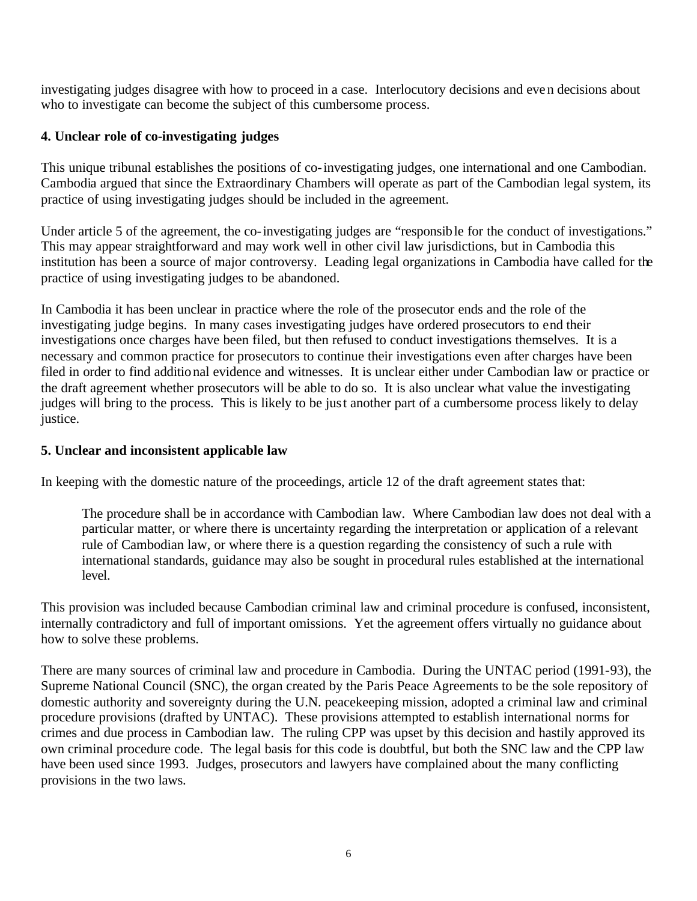investigating judges disagree with how to proceed in a case. Interlocutory decisions and even decisions about who to investigate can become the subject of this cumbersome process.

### 4. Unclear role of co-investigating judges

This unique tribunal establishes the positions of co-investigating judges, one international and one Cambodian. Cambodia argued that since the Extraordinary Chambers will operate as part of the Cambodian legal system, its practice of using investigating judges should be included in the agreement.

Under article 5 of the agreement, the co-investigating judges are "responsible for the conduct of investigations." This may appear straightforward and may work well in other civil law jurisdictions, but in Cambodia this institution has been a source of major controversy. Leading legal organizations in Cambodia have called for the practice of using investigating judges to be abandoned.

In Cambodia it has been unclear in practice where the role of the prosecutor ends and the role of the investigating judge begins. In many cases investigating judges have ordered prosecutors to end their investigations once charges have been filed, but then refused to conduct investigations themselves. It is a necessary and common practice for prosecutors to continue their investigations even after charges have been filed in order to find additional evidence and witnesses. It is unclear either under Cambodian law or practice or the draft agreement whether prosecutors will be able to do so. It is also unclear what value the investigating judges will bring to the process. This is likely to be just another part of a cumbersome process likely to delay justice.

### 5. Unclear and inconsistent applicable law

In keeping with the domestic nature of the proceedings, article 12 of the draft agreement states that:

> The procedure shall be in accordance with Cambodian law. Where Cambodian law does not deal with a particular matter, or where there is uncertainty regarding the interpretation or application of a relevant rule of Cambodian law, or where there is a question regarding the consistency of such a rule with international standards, guidance may also be sought in procedural rules established at the international level.

This provision was included because Cambodian criminal law and criminal procedure is confused, inconsistent, internally contradictory and full of important omissions. Yet the agreement offers virtually no guidance about how to solve these problems.

There are many sources of criminal law and procedure in Cambodia. During the UNTAC period (1991-93), the Supreme National Council (SNC), the organ created by the Paris Peace Agreements to be the sole repository of domestic authority and sovereignty during the U.N. peacekeeping mission, adopted a criminal law and criminal procedure provisions (drafted by UNTAC). These provisions attempted to establish international norms for crimes and due process in Cambodian law. The ruling CPP was upset by this decision and hastily approved its own criminal procedure code. The legal basis for this code is doubtful, but both the SNC law and the CPP law have been used since 1993. Judges, prosecutors and lawyers have complained about the many conflicting provisions in the two laws.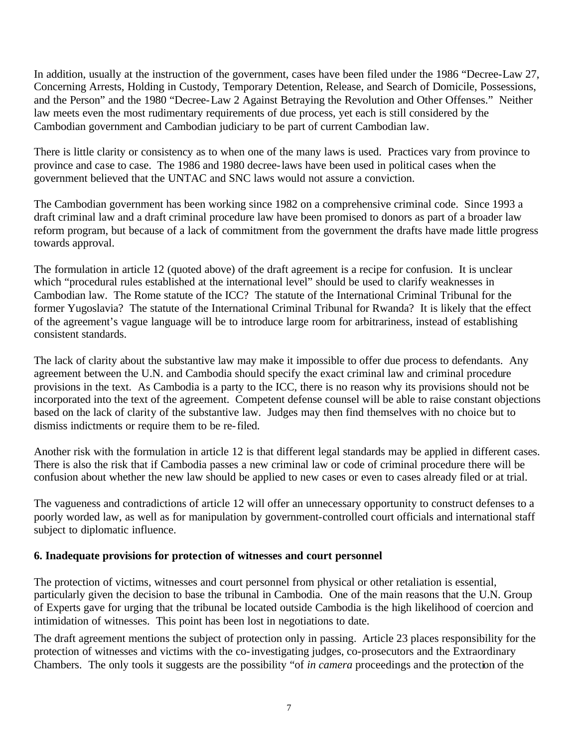In addition, usually at the instruction of the government, cases have been filed under the 1986 "Decree-Law 27, Concerning Arrests, Holding in Custody, Temporary Detention, Release, and Search of Domicile, Possessions, and the Person" and the 1980 "Decree-Law 2 Against Betraying the Revolution and Other Offenses." Neither law meets even the most rudimentary requirements of due process, yet each is still considered by the Cambodian government and Cambodian judiciary to be part of current Cambodian law.

There is little clarity or consistency as to when one of the many laws is used. Practices vary from province to province and case to case. The 1986 and 1980 decree-laws have been used in political cases when the government believed that the UNTAC and SNC laws would not assure a conviction.

The Cambodian government has been working since 1982 on a comprehensive criminal code. Since 1993 a draft criminal law and a draft criminal procedure law have been promised to donors as part of a broader law reform program, but because of a lack of commitment from the government the drafts have made little progress towards approval.

The formulation in article 12 (quoted above) of the draft agreement is a recipe for confusion. It is unclear which "procedural rules established at the international level" should be used to clarify weaknesses in Cambodian law. The Rome statute of the ICC? The statute of the International Criminal Tribunal for the former Yugoslavia? The statute of the International Criminal Tribunal for Rwanda? It is likely that the effect of the agreement's vague language will be to introduce large room for arbitrariness, instead of establishing consistent standards.

The lack of clarity about the substantive law may make it impossible to offer due process to defendants. Any agreement between the U.N. and Cambodia should specify the exact criminal law and criminal procedure provisions in the text. As Cambodia is a party to the ICC, there is no reason why its provisions should not be incorporated into the text of the agreement. Competent defense counsel will be able to raise constant objections based on the lack of clarity of the substantive law. Judges may then find themselves with no choice but to dismiss indictments or require them to be re-filed.

Another risk with the formulation in article 12 is that different legal standards may be applied in different cases. There is also the risk that if Cambodia passes a new criminal law or code of criminal procedure there will be confusion about whether the new law should be applied to new cases or even to cases already filed or at trial.

The vagueness and contradictions of article 12 will offer an unnecessary opportunity to construct defenses to a poorly worded law, as well as for manipulation by government-controlled court officials and international staff subject to diplomatic influence.

**6. Inadequate provisions for protection of witnesses and court personnel**

The protection of victims, witnesses and court personnel from physical or other retaliation is essential, particularly given the decision to base the tribunal in Cambodia. One of the main reasons that the U.N. Group of Experts gave for urging that the tribunal be located outside Cambodia is the high likelihood of coercion and intimidation of witnesses. This point has been lost in negotiations to date.

The draft agreement mentions the subject of protection only in passing. Article 23 places responsibility for the protection of witnesses and victims with the co-investigating judges, co-prosecutors and the Extraordinary Chambers. The only tools it suggests are the possibility "of *in camera* proceedings and the protection of the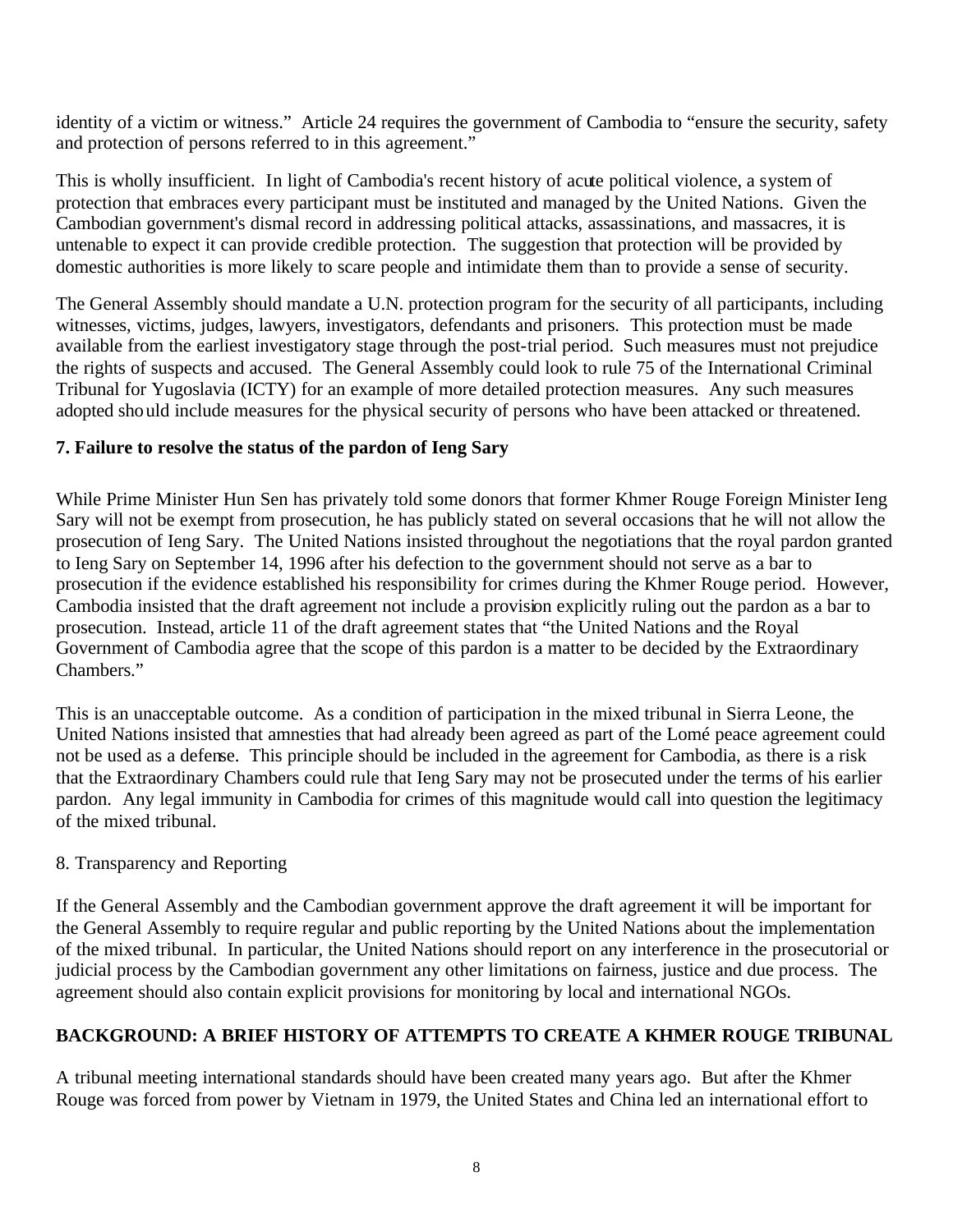identity of a victim or witness." Article 24 requires the government of Cambodia to "ensure the security, safety and protection of persons referred to in this agreement."

This is wholly insufficient. In light of Cambodia's recent history of acute political violence, a system of protection that embraces every participant must be instituted and managed by the United Nations. Given the Cambodian government's dismal record in addressing political attacks, assassinations, and massacres, it is untenable to expect it can provide credible protection. The suggestion that protection will be provided by domestic authorities is more likely to scare people and intimidate them than to provide a sense of security.

The General Assembly should mandate a U.N. protection program for the security of all participants, including witnesses, victims, judges, lawyers, investigators, defendants and prisoners. This protection must be made available from the earliest investigatory stage through the post-trial period. Such measures must not prejudice the rights of suspects and accused. The General Assembly could look to rule 75 of the International Criminal Tribunal for Yugoslavia (ICTY) for an example of more detailed protection measures. Any such measures adopted should include measures for the physical security of persons who have been attacked or threatened.

**7. Failure to resolve the status of the pardon of Ieng Sary**

While Prime Minister Hun Sen has privately told some donors that former Khmer Rouge Foreign Minister Ieng Sary will not be exempt from prosecution, he has publicly stated on several occasions that he will not allow the prosecution of Ieng Sary. The United Nations insisted throughout the negotiations that the royal pardon granted to Ieng Sary on September 14, 1996 after his defection to the government should not serve as a bar to prosecution if the evidence established his responsibility for crimes during the Khmer Rouge period. However, Cambodia insisted that the draft agreement not include a provision explicitly ruling out the pardon as a bar to prosecution. Instead, article 11 of the draft agreement states that "the United Nations and the Royal Government of Cambodia agree that the scope of this pardon is a matter to be decided by the Extraordinary Chambers."

This is an unacceptable outcome. As a condition of participation in the mixed tribunal in Sierra Leone, the United Nations insisted that amnesties that had already been agreed as part of the Lomé peace agreement could not be used as a defense. This principle should be included in the agreement for Cambodia, as there is a risk that the Extraordinary Chambers could rule that Ieng Sary may not be prosecuted under the terms of his earlier pardon. Any legal immunity in Cambodia for crimes of this magnitude would call into question the legitimacy of the mixed tribunal.

8. Transparency and Reporting

If the General Assembly and the Cambodian government approve the draft agreement it will be important for the General Assembly to require regular and public reporting by the United Nations about the implementation of the mixed tribunal. In particular, the United Nations should report on any interference in the prosecutorial or judicial process by the Cambodian government any other limitations on fairness, justice and due process. The agreement should also contain explicit provisions for monitoring by local and international NGOs.

## BACKGROUND: A BRIEF HISTORY OF ATTEMPTS TO CREATE A KHMER ROUGE TRIBUNAL

A tribunal meeting international standards should have been created many years ago. But after the Khmer Rouge was forced from power by Vietnam in 1979, the United States and China led an international effort to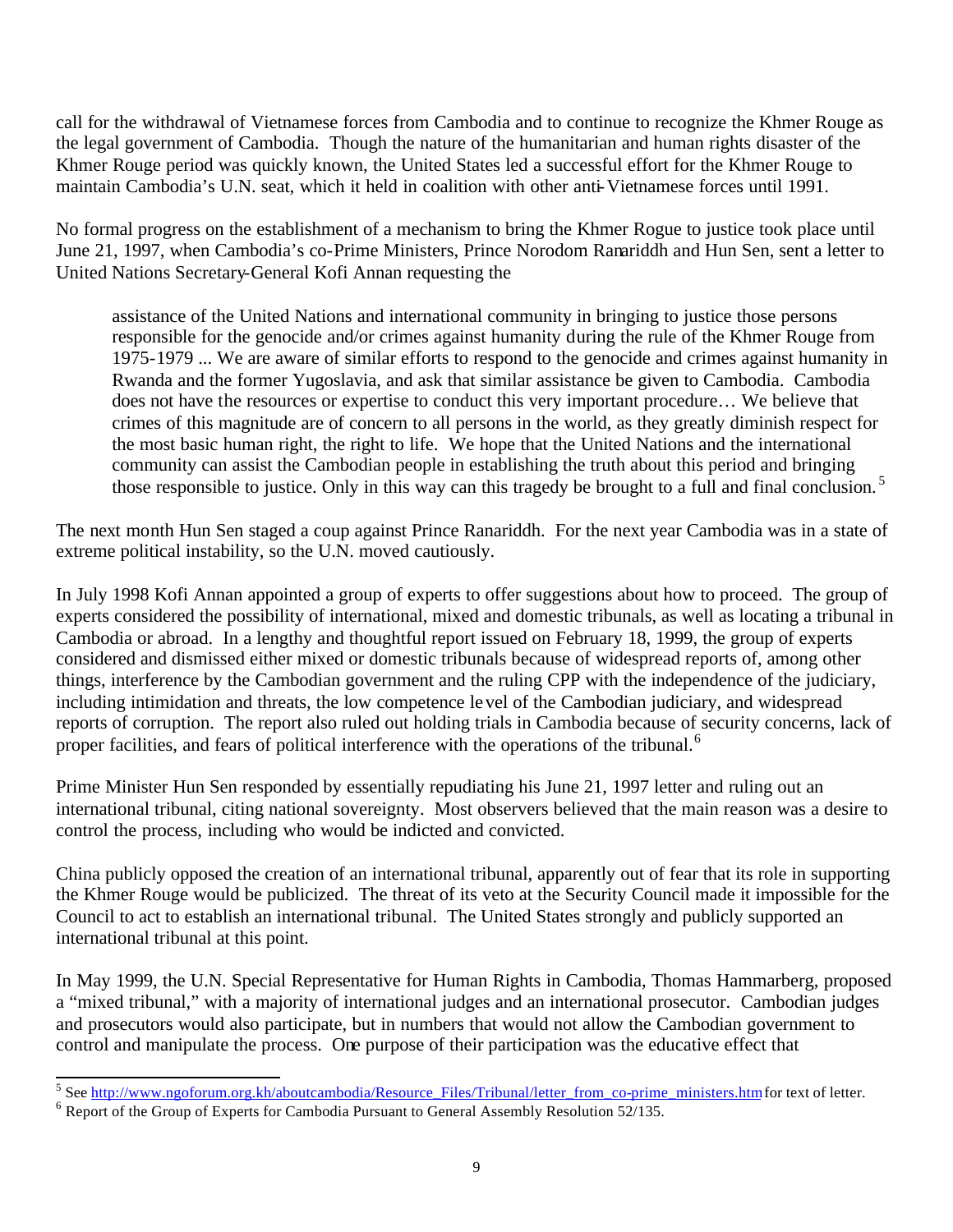call for the withdrawal of Vietnamese forces from Cambodia and to continue to recognize the Khmer Rouge as the legal government of Cambodia. Though the nature of the humanitarian and human rights disaster of the Khmer Rouge period was quickly known, the United States led a successful effort for the Khmer Rouge to maintain Cambodia's U.N. seat, which it held in coalition with other anti-Vietnamese forces until 1991.

No formal progress on the establishment of a mechanism to bring the Khmer Rogue to justice took place until June 21, 1997, when Cambodia's co-Prime Ministers, Prince Norodom Ranariddh and Hun Sen, sent a letter to United Nations Secretary-General Kofi Annan requesting the

> assistance of the United Nations and international community in bringing to justice those persons responsible for the genocide and/or crimes against humanity during the rule of the Khmer Rouge from 1975-1979 ... We are aware of similar efforts to respond to the genocide and crimes against humanity in Rwanda and the former Yugoslavia, and ask that similar assistance be given to Cambodia. Cambodia does not have the resources or expertise to conduct this very important procedure… We believe that crimes of this magnitude are of concern to all persons in the world, as they greatly diminish respect for the most basic human right, the right to life. We hope that the United Nations and the international community can assist the Cambodian people in establishing the truth about this period and bringing those responsible to justice. Only in this way can this tragedy be brought to a full and final conclusion.[5]

The next month Hun Sen staged a coup against Prince Ranariddh. For the next year Cambodia was in a state of extreme political instability, so the U.N. moved cautiously.

In July 1998 Kofi Annan appointed a group of experts to offer suggestions about how to proceed. The group of experts considered the possibility of international, mixed and domestic tribunals, as well as locating a tribunal in Cambodia or abroad. In a lengthy and thoughtful report issued on February 18, 1999, the group of experts considered and dismissed either mixed or domestic tribunals because of widespread reports of, among other things, interference by the Cambodian government and the ruling CPP with the independence of the judiciary, including intimidation and threats, the low competence level of the Cambodian judiciary, and widespread reports of corruption. The report also ruled out holding trials in Cambodia because of security concerns, lack of proper facilities, and fears of political interference with the operations of the tribunal.[6]

Prime Minister Hun Sen responded by essentially repudiating his June 21, 1997 letter and ruling out an international tribunal, citing national sovereignty. Most observers believed that the main reason was a desire to control the process, including who would be indicted and convicted.

China publicly opposed the creation of an international tribunal, apparently out of fear that its role in supporting the Khmer Rouge would be publicized. The threat of its veto at the Security Council made it impossible for the Council to act to establish an international tribunal. The United States strongly and publicly supported an international tribunal at this point.

In May 1999, the U.N. Special Representative for Human Rights in Cambodia, Thomas Hammarberg, proposed a "mixed tribunal," with a majority of international judges and an international prosecutor. Cambodian judges and prosecutors would also participate, but in numbers that would not allow the Cambodian government to control and manipulate the process. One purpose of their participation was the educative effect that

---

[5] See http://www.ngoforum.org.kh/aboutcambodia/Resource_Files/Tribunal/letter_from_co-prime_ministers.htm for text of letter.

[6] Report of the Group of Experts for Cambodia Pursuant to General Assembly Resolution 52/135.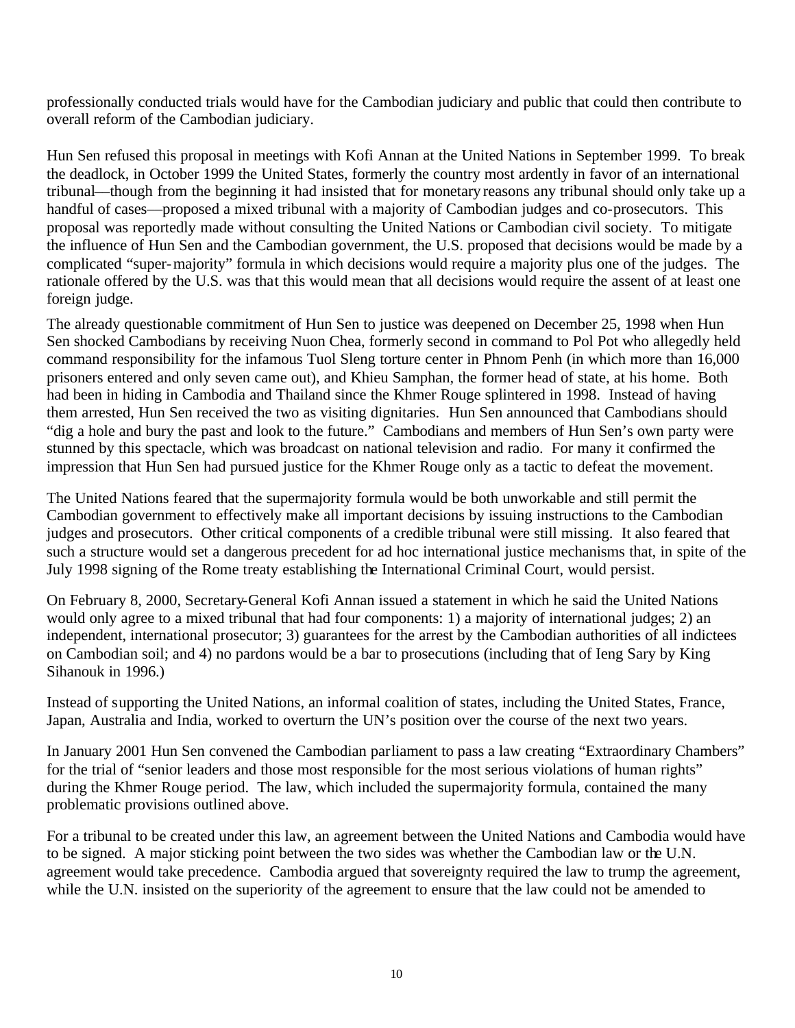professionally conducted trials would have for the Cambodian judiciary and public that could then contribute to overall reform of the Cambodian judiciary.

Hun Sen refused this proposal in meetings with Kofi Annan at the United Nations in September 1999. To break the deadlock, in October 1999 the United States, formerly the country most ardently in favor of an international tribunal—though from the beginning it had insisted that for monetary reasons any tribunal should only take up a handful of cases—proposed a mixed tribunal with a majority of Cambodian judges and co-prosecutors. This proposal was reportedly made without consulting the United Nations or Cambodian civil society. To mitigate the influence of Hun Sen and the Cambodian government, the U.S. proposed that decisions would be made by a complicated "super-majority" formula in which decisions would require a majority plus one of the judges. The rationale offered by the U.S. was that this would mean that all decisions would require the assent of at least one foreign judge.

The already questionable commitment of Hun Sen to justice was deepened on December 25, 1998 when Hun Sen shocked Cambodians by receiving Nuon Chea, formerly second in command to Pol Pot who allegedly held command responsibility for the infamous Tuol Sleng torture center in Phnom Penh (in which more than 16,000 prisoners entered and only seven came out), and Khieu Samphan, the former head of state, at his home. Both had been in hiding in Cambodia and Thailand since the Khmer Rouge splintered in 1998. Instead of having them arrested, Hun Sen received the two as visiting dignitaries. Hun Sen announced that Cambodians should "dig a hole and bury the past and look to the future." Cambodians and members of Hun Sen's own party were stunned by this spectacle, which was broadcast on national television and radio. For many it confirmed the impression that Hun Sen had pursued justice for the Khmer Rouge only as a tactic to defeat the movement.

The United Nations feared that the supermajority formula would be both unworkable and still permit the Cambodian government to effectively make all important decisions by issuing instructions to the Cambodian judges and prosecutors. Other critical components of a credible tribunal were still missing. It also feared that such a structure would set a dangerous precedent for ad hoc international justice mechanisms that, in spite of the July 1998 signing of the Rome treaty establishing the International Criminal Court, would persist.

On February 8, 2000, Secretary-General Kofi Annan issued a statement in which he said the United Nations would only agree to a mixed tribunal that had four components: 1) a majority of international judges; 2) an independent, international prosecutor; 3) guarantees for the arrest by the Cambodian authorities of all indictees on Cambodian soil; and 4) no pardons would be a bar to prosecutions (including that of Ieng Sary by King Sihanouk in 1996.)

Instead of supporting the United Nations, an informal coalition of states, including the United States, France, Japan, Australia and India, worked to overturn the UN's position over the course of the next two years.

In January 2001 Hun Sen convened the Cambodian parliament to pass a law creating "Extraordinary Chambers" for the trial of "senior leaders and those most responsible for the most serious violations of human rights" during the Khmer Rouge period. The law, which included the supermajority formula, contained the many problematic provisions outlined above.

For a tribunal to be created under this law, an agreement between the United Nations and Cambodia would have to be signed. A major sticking point between the two sides was whether the Cambodian law or the U.N. agreement would take precedence. Cambodia argued that sovereignty required the law to trump the agreement, while the U.N. insisted on the superiority of the agreement to ensure that the law could not be amended to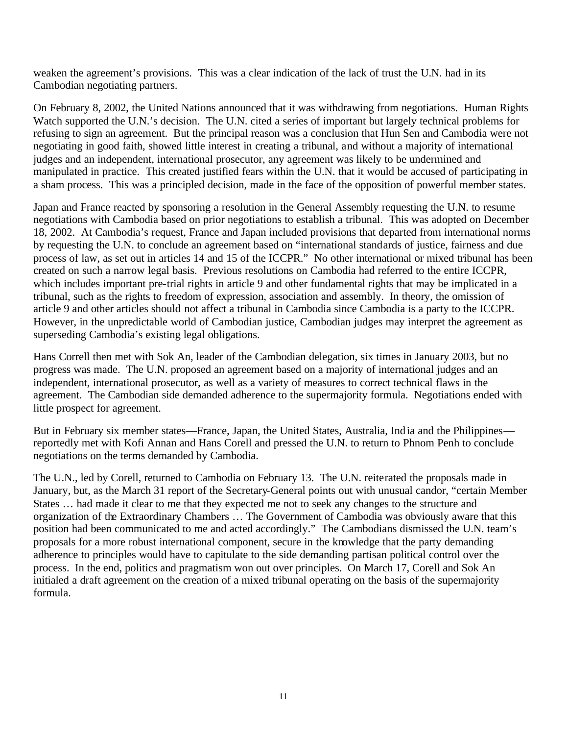weaken the agreement's provisions. This was a clear indication of the lack of trust the U.N. had in its Cambodian negotiating partners.

On February 8, 2002, the United Nations announced that it was withdrawing from negotiations. Human Rights Watch supported the U.N.'s decision. The U.N. cited a series of important but largely technical problems for refusing to sign an agreement. But the principal reason was a conclusion that Hun Sen and Cambodia were not negotiating in good faith, showed little interest in creating a tribunal, and without a majority of international judges and an independent, international prosecutor, any agreement was likely to be undermined and manipulated in practice. This created justified fears within the U.N. that it would be accused of participating in a sham process. This was a principled decision, made in the face of the opposition of powerful member states.

Japan and France reacted by sponsoring a resolution in the General Assembly requesting the U.N. to resume negotiations with Cambodia based on prior negotiations to establish a tribunal. This was adopted on December 18, 2002. At Cambodia's request, France and Japan included provisions that departed from international norms by requesting the U.N. to conclude an agreement based on "international standards of justice, fairness and due process of law, as set out in articles 14 and 15 of the ICCPR." No other international or mixed tribunal has been created on such a narrow legal basis. Previous resolutions on Cambodia had referred to the entire ICCPR, which includes important pre-trial rights in article 9 and other fundamental rights that may be implicated in a tribunal, such as the rights to freedom of expression, association and assembly. In theory, the omission of article 9 and other articles should not affect a tribunal in Cambodia since Cambodia is a party to the ICCPR. However, in the unpredictable world of Cambodian justice, Cambodian judges may interpret the agreement as superseding Cambodia's existing legal obligations.

Hans Correll then met with Sok An, leader of the Cambodian delegation, six times in January 2003, but no progress was made. The U.N. proposed an agreement based on a majority of international judges and an independent, international prosecutor, as well as a variety of measures to correct technical flaws in the agreement. The Cambodian side demanded adherence to the supermajority formula. Negotiations ended with little prospect for agreement.

But in February six member states—France, Japan, the United States, Australia, India and the Philippines—reportedly met with Kofi Annan and Hans Corell and pressed the U.N. to return to Phnom Penh to conclude negotiations on the terms demanded by Cambodia.

The U.N., led by Corell, returned to Cambodia on February 13. The U.N. reiterated the proposals made in January, but, as the March 31 report of the Secretary-General points out with unusual candor, "certain Member States … had made it clear to me that they expected me not to seek any changes to the structure and organization of the Extraordinary Chambers … The Government of Cambodia was obviously aware that this position had been communicated to me and acted accordingly." The Cambodians dismissed the U.N. team's proposals for a more robust international component, secure in the knowledge that the party demanding adherence to principles would have to capitulate to the side demanding partisan political control over the process. In the end, politics and pragmatism won out over principles. On March 17, Corell and Sok An initialed a draft agreement on the creation of a mixed tribunal operating on the basis of the supermajority formula.